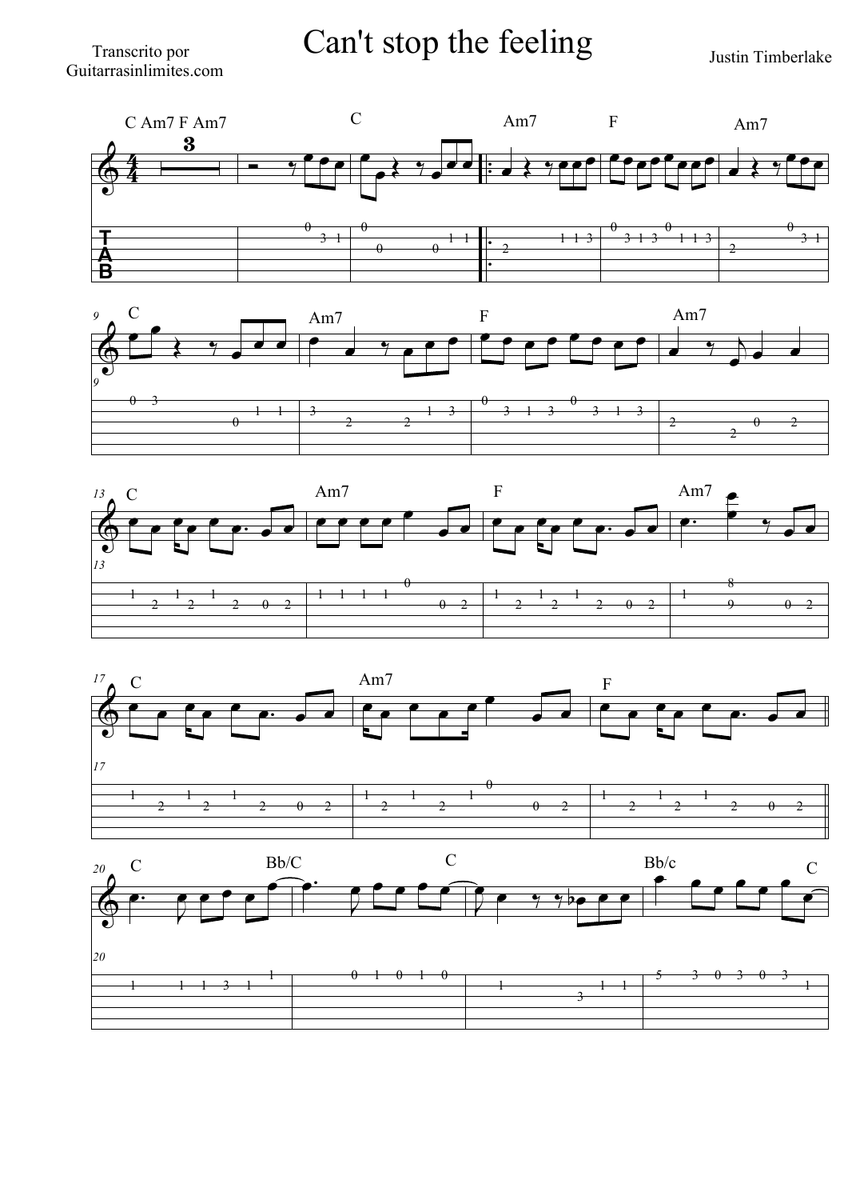Transcrito por
Guitarrasinlimites.com

# Can't stop the feeling

Justin Timberlake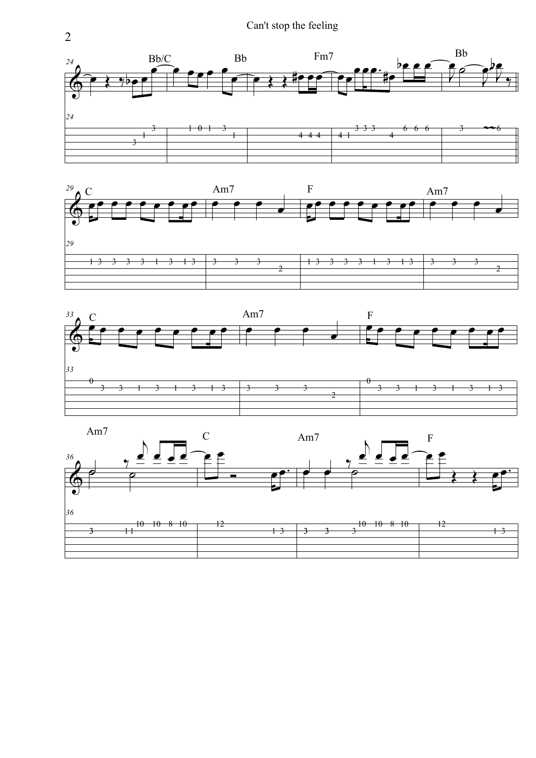Can't stop the feeling

Bb/C Bb Fm7 Bb

C Am7 F Am7

C Am7 F

Am7 C Am7 F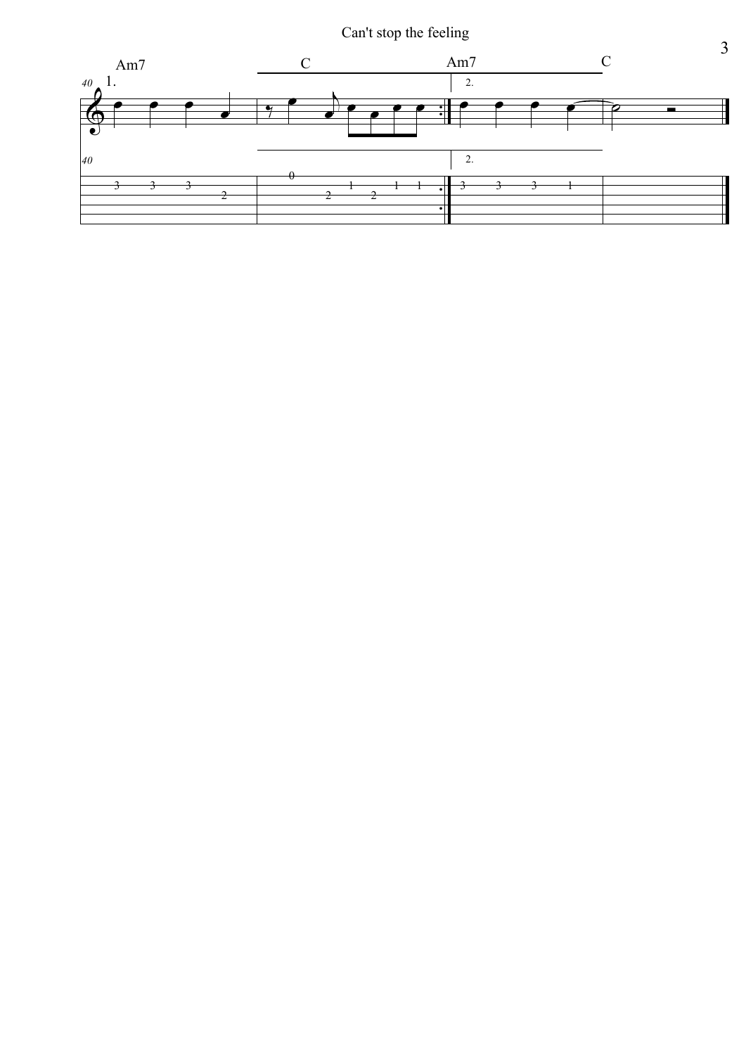Can't stop the feeling

Am7

C

Am7

C

40

1.

2.

40

2.